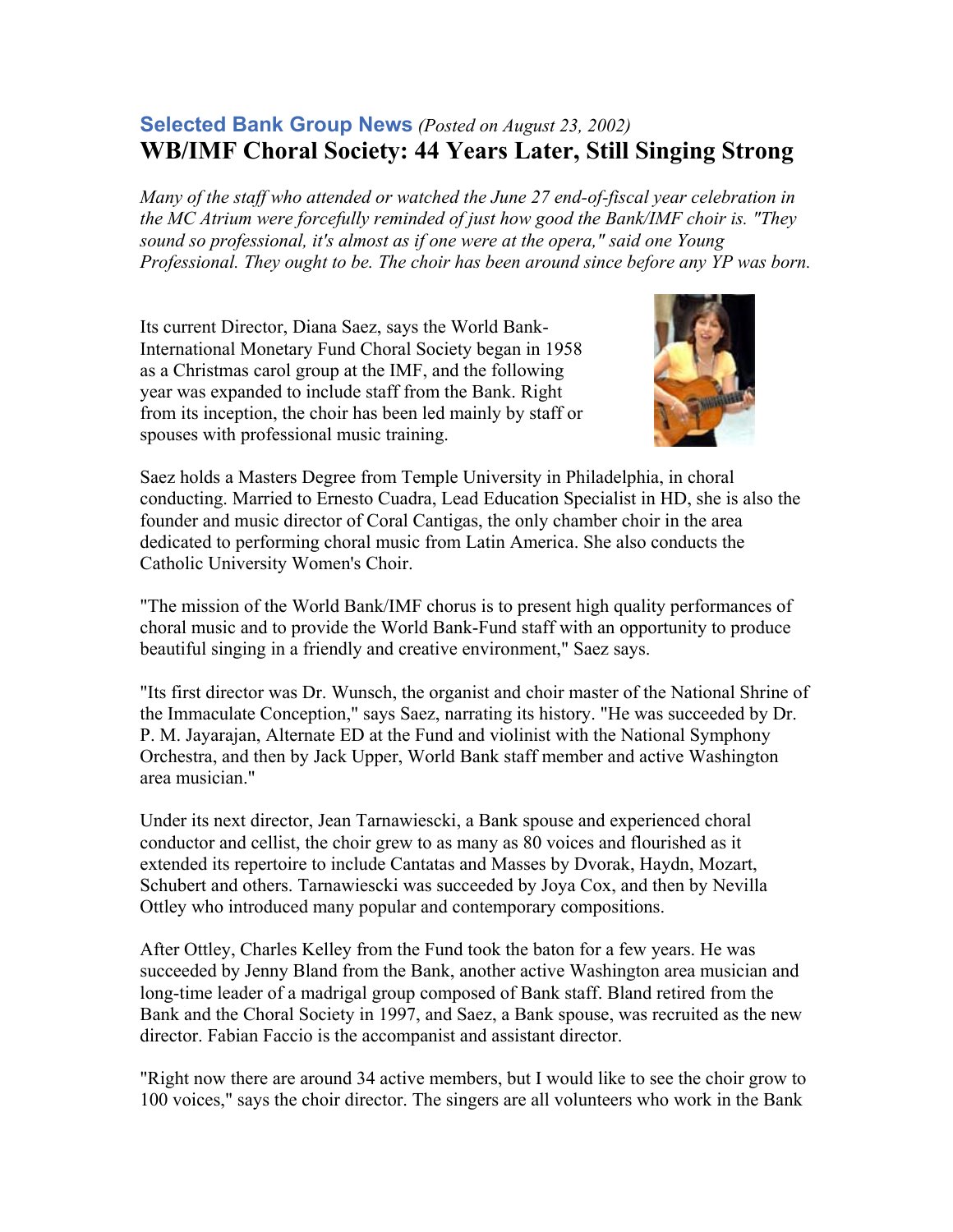**Selected Bank Group News** *(Posted on August 23, 2002)*

# WB/IMF Choral Society: 44 Years Later, Still Singing Strong

*Many of the staff who attended or watched the June 27 end-of-fiscal year celebration in the MC Atrium were forcefully reminded of just how good the Bank/IMF choir is. "They sound so professional, it's almost as if one were at the opera," said one Young Professional. They ought to be. The choir has been around since before any YP was born.*

Its current Director, Diana Saez, says the World Bank-International Monetary Fund Choral Society began in 1958 as a Christmas carol group at the IMF, and the following year was expanded to include staff from the Bank. Right from its inception, the choir has been led mainly by staff or spouses with professional music training.

Saez holds a Masters Degree from Temple University in Philadelphia, in choral conducting. Married to Ernesto Cuadra, Lead Education Specialist in HD, she is also the founder and music director of Coral Cantigas, the only chamber choir in the area dedicated to performing choral music from Latin America. She also conducts the Catholic University Women's Choir.

"The mission of the World Bank/IMF chorus is to present high quality performances of choral music and to provide the World Bank-Fund staff with an opportunity to produce beautiful singing in a friendly and creative environment," Saez says.

"Its first director was Dr. Wunsch, the organist and choir master of the National Shrine of the Immaculate Conception," says Saez, narrating its history. "He was succeeded by Dr. P. M. Jayarajan, Alternate ED at the Fund and violinist with the National Symphony Orchestra, and then by Jack Upper, World Bank staff member and active Washington area musician."

Under its next director, Jean Tarnawiescki, a Bank spouse and experienced choral conductor and cellist, the choir grew to as many as 80 voices and flourished as it extended its repertoire to include Cantatas and Masses by Dvorak, Haydn, Mozart, Schubert and others. Tarnawiescki was succeeded by Joya Cox, and then by Nevilla Ottley who introduced many popular and contemporary compositions.

After Ottley, Charles Kelley from the Fund took the baton for a few years. He was succeeded by Jenny Bland from the Bank, another active Washington area musician and long-time leader of a madrigal group composed of Bank staff. Bland retired from the Bank and the Choral Society in 1997, and Saez, a Bank spouse, was recruited as the new director. Fabian Faccio is the accompanist and assistant director.

"Right now there are around 34 active members, but I would like to see the choir grow to 100 voices," says the choir director. The singers are all volunteers who work in the Bank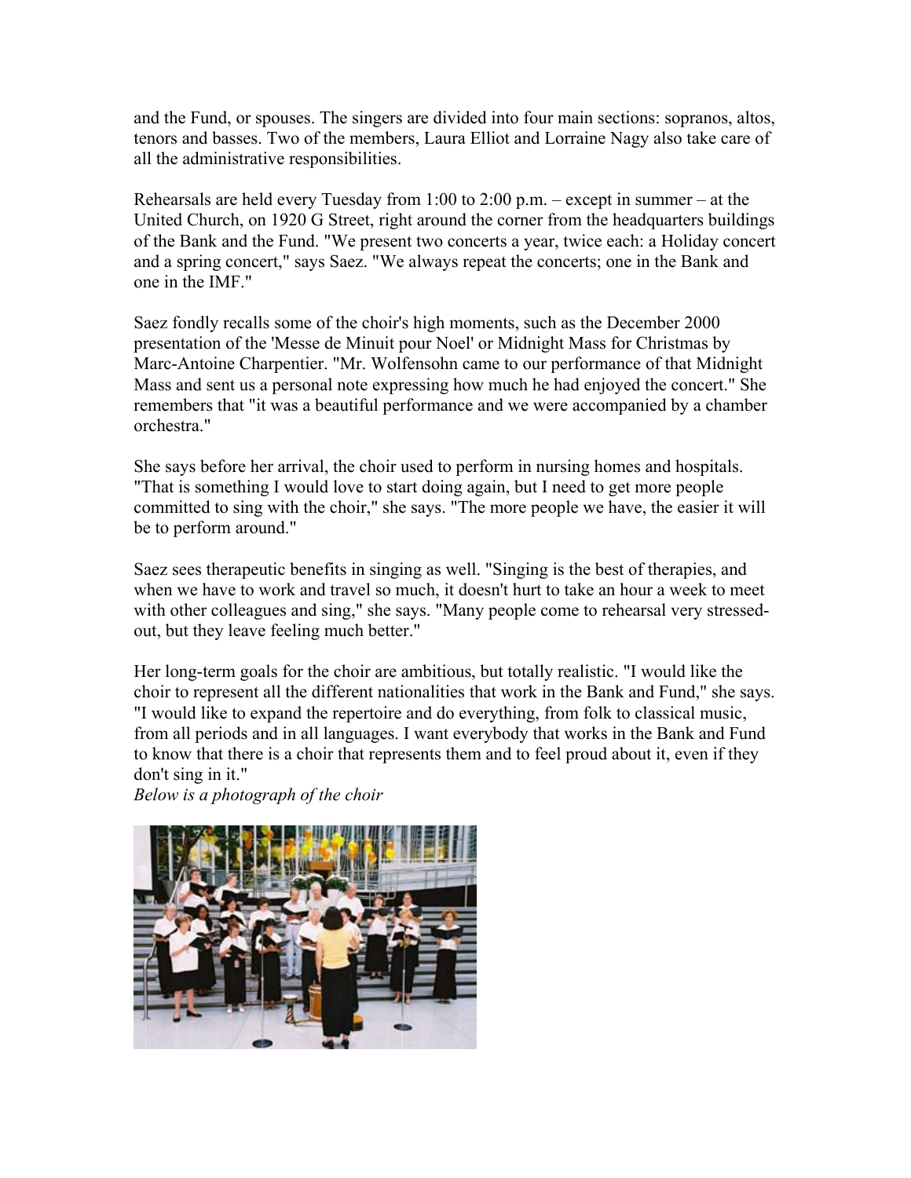and the Fund, or spouses. The singers are divided into four main sections: sopranos, altos, tenors and basses. Two of the members, Laura Elliot and Lorraine Nagy also take care of all the administrative responsibilities.

Rehearsals are held every Tuesday from 1:00 to 2:00 p.m. – except in summer – at the United Church, on 1920 G Street, right around the corner from the headquarters buildings of the Bank and the Fund. "We present two concerts a year, twice each: a Holiday concert and a spring concert," says Saez. "We always repeat the concerts; one in the Bank and one in the IMF."

Saez fondly recalls some of the choir's high moments, such as the December 2000 presentation of the 'Messe de Minuit pour Noel' or Midnight Mass for Christmas by Marc-Antoine Charpentier. "Mr. Wolfensohn came to our performance of that Midnight Mass and sent us a personal note expressing how much he had enjoyed the concert." She remembers that "it was a beautiful performance and we were accompanied by a chamber orchestra."

She says before her arrival, the choir used to perform in nursing homes and hospitals. "That is something I would love to start doing again, but I need to get more people committed to sing with the choir," she says. "The more people we have, the easier it will be to perform around."

Saez sees therapeutic benefits in singing as well. "Singing is the best of therapies, and when we have to work and travel so much, it doesn't hurt to take an hour a week to meet with other colleagues and sing," she says. "Many people come to rehearsal very stressed-out, but they leave feeling much better."

Her long-term goals for the choir are ambitious, but totally realistic. "I would like the choir to represent all the different nationalities that work in the Bank and Fund," she says. "I would like to expand the repertoire and do everything, from folk to classical music, from all periods and in all languages. I want everybody that works in the Bank and Fund to know that there is a choir that represents them and to feel proud about it, even if they don't sing in it."

*Below is a photograph of the choir*